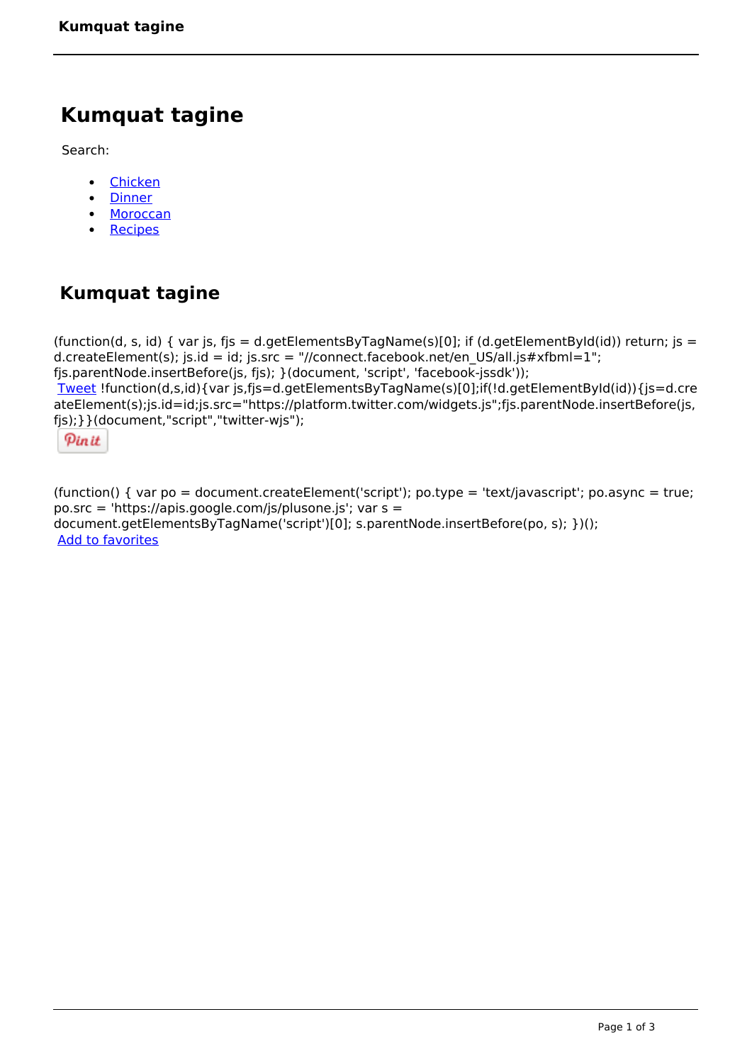# Kumquat tagine

Search:

- Chicken
- Dinner
- Moroccan
- Recipes

## Kumquat tagine

(function(d, s, id) { var js, fjs = d.getElementsByTagName(s)[0]; if (d.getElementById(id)) return; js = d.createElement(s); js.id = id; js.src = "//connect.facebook.net/en_US/all.js#xfbml=1"; fjs.parentNode.insertBefore(js, fjs); }(document, 'script', 'facebook-jssdk'));
Tweet !function(d,s,id){var js,fjs=d.getElementsByTagName(s)[0];if(!d.getElementById(id)){js=d.createElement(s);js.id=id;js.src="https://platform.twitter.com/widgets.js";fjs.parentNode.insertBefore(js,fjs);}}(document,"script","twitter-wjs");

Pin it

(function() { var po = document.createElement('script'); po.type = 'text/javascript'; po.async = true; po.src = 'https://apis.google.com/js/plusone.js'; var s = document.getElementsByTagName('script')[0]; s.parentNode.insertBefore(po, s); })();
Add to favorites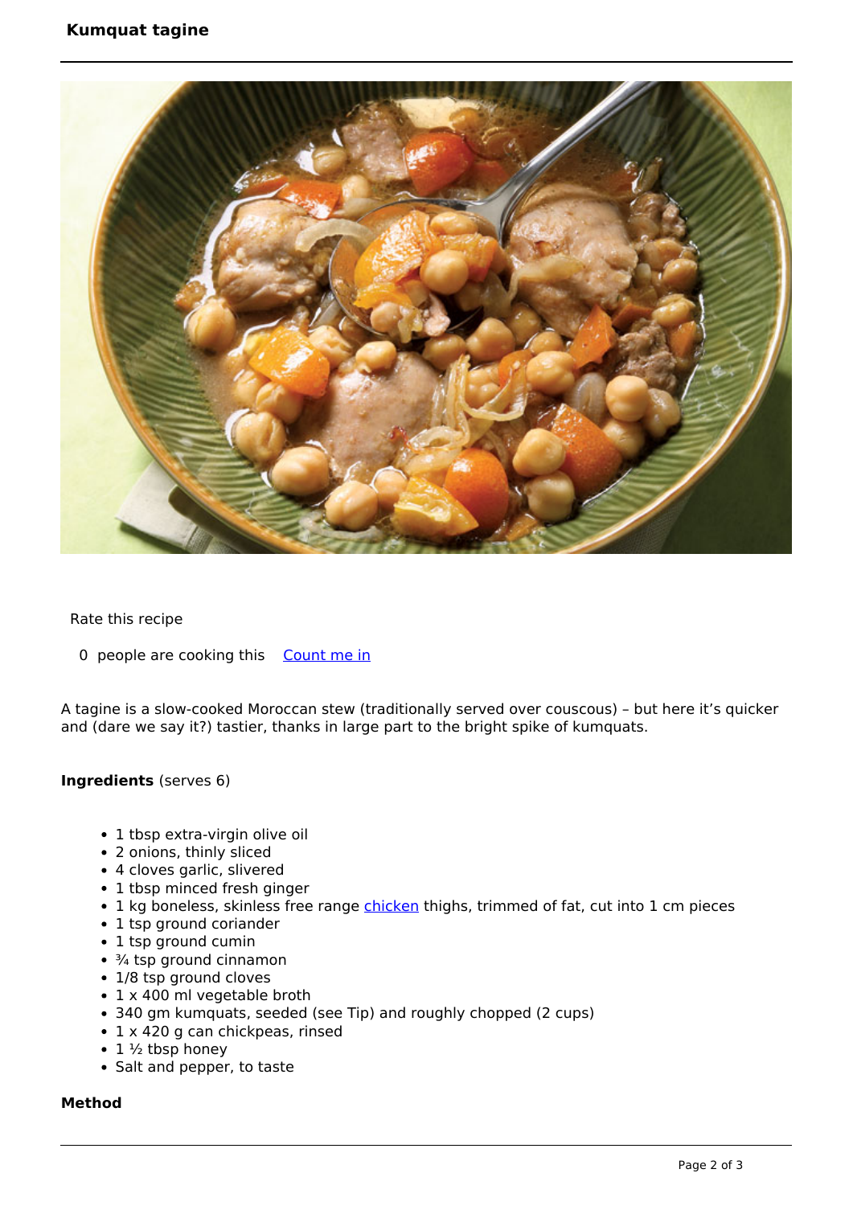# Kumquat tagine

Rate this recipe

0 people are cooking this Count me in

A tagine is a slow-cooked Moroccan stew (traditionally served over couscous) – but here it's quicker and (dare we say it?) tastier, thanks in large part to the bright spike of kumquats.

**Ingredients** (serves 6)

- 1 tbsp extra-virgin olive oil
- 2 onions, thinly sliced
- 4 cloves garlic, slivered
- 1 tbsp minced fresh ginger
- 1 kg boneless, skinless free range chicken thighs, trimmed of fat, cut into 1 cm pieces
- 1 tsp ground coriander
- 1 tsp ground cumin
- ¾ tsp ground cinnamon
- 1/8 tsp ground cloves
- 1 x 400 ml vegetable broth
- 340 gm kumquats, seeded (see Tip) and roughly chopped (2 cups)
- 1 x 420 g can chickpeas, rinsed
- 1 ½ tbsp honey
- Salt and pepper, to taste

**Method**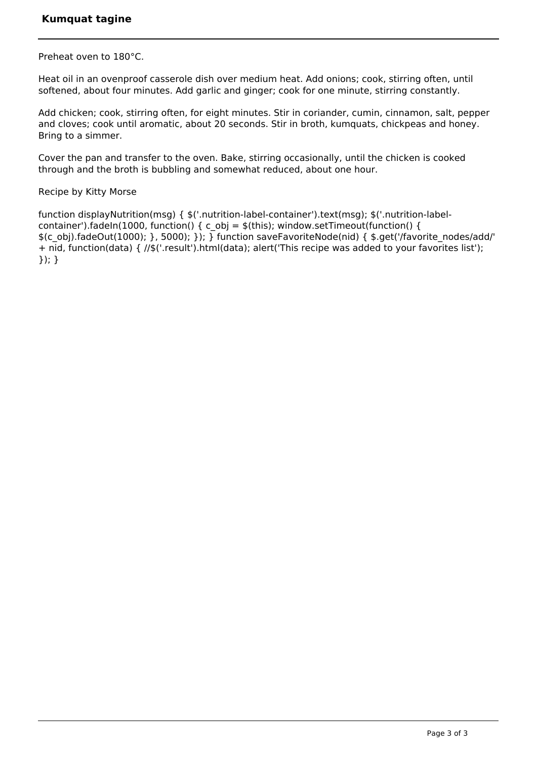Preheat oven to 180°C.

Heat oil in an ovenproof casserole dish over medium heat. Add onions; cook, stirring often, until softened, about four minutes. Add garlic and ginger; cook for one minute, stirring constantly.

Add chicken; cook, stirring often, for eight minutes. Stir in coriander, cumin, cinnamon, salt, pepper and cloves; cook until aromatic, about 20 seconds. Stir in broth, kumquats, chickpeas and honey. Bring to a simmer.

Cover the pan and transfer to the oven. Bake, stirring occasionally, until the chicken is cooked through and the broth is bubbling and somewhat reduced, about one hour.

Recipe by Kitty Morse

```
function displayNutrition(msg) { $('.nutrition-label-container').text(msg); $('.nutrition-label-container').fadeIn(1000, function() { c_obj = $(this); window.setTimeout(function() { $(c_obj).fadeOut(1000); }, 5000); }); } function saveFavoriteNode(nid) { $.get('/favorite_nodes/add/' + nid, function(data) { //$('.result').html(data); alert('This recipe was added to your favorites list'); }); }
```